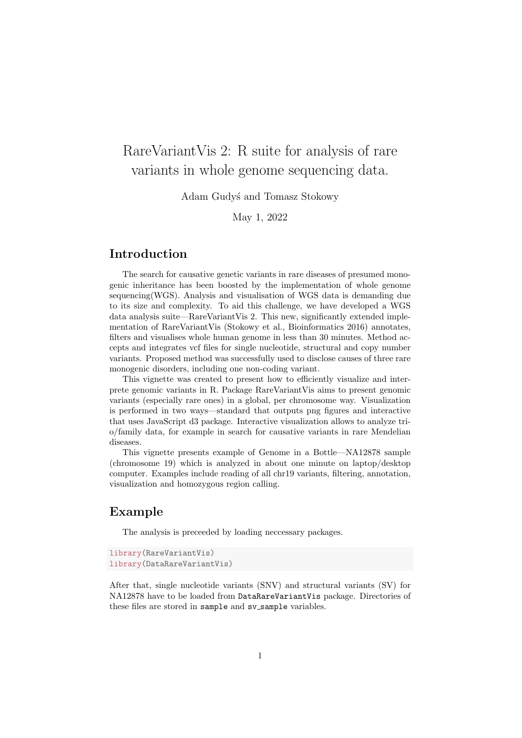# RareVariantVis 2: R suite for analysis of rare variants in whole genome sequencing data.

Adam Gudyś and Tomasz Stokowy

May 1, 2022

## Introduction

The search for causative genetic variants in rare diseases of presumed monogenic inheritance has been boosted by the implementation of whole genome sequencing(WGS). Analysis and visualisation of WGS data is demanding due to its size and complexity. To aid this challenge, we have developed a WGS data analysis suite—RareVariantVis 2. This new, significantly extended implementation of RareVariantVis (Stokowy et al., Bioinformatics 2016) annotates, filters and visualises whole human genome in less than 30 minutes. Method accepts and integrates vcf files for single nucleotide, structural and copy number variants. Proposed method was successfully used to disclose causes of three rare monogenic disorders, including one non-coding variant.

This vignette was created to present how to efficiently visualize and interprete genomic variants in R. Package RareVariantVis aims to present genomic variants (especially rare ones) in a global, per chromosome way. Visualization is performed in two ways—standard that outputs png figures and interactive that uses JavaScript d3 package. Interactive visualization allows to analyze trio/family data, for example in search for causative variants in rare Mendelian diseases.

This vignette presents example of Genome in a Bottle—NA12878 sample (chromosome 19) which is analyzed in about one minute on laptop/desktop computer. Examples include reading of all chr19 variants, filtering, annotation, visualization and homozygous region calling.

## Example

The analysis is preceeded by loading neccessary packages.

```
library(RareVariantVis)
library(DataRareVariantVis)
```

After that, single nucleotide variants (SNV) and structural variants (SV) for NA12878 have to be loaded from `DataRareVariantVis` package. Directories of these files are stored in `sample` and `sv_sample` variables.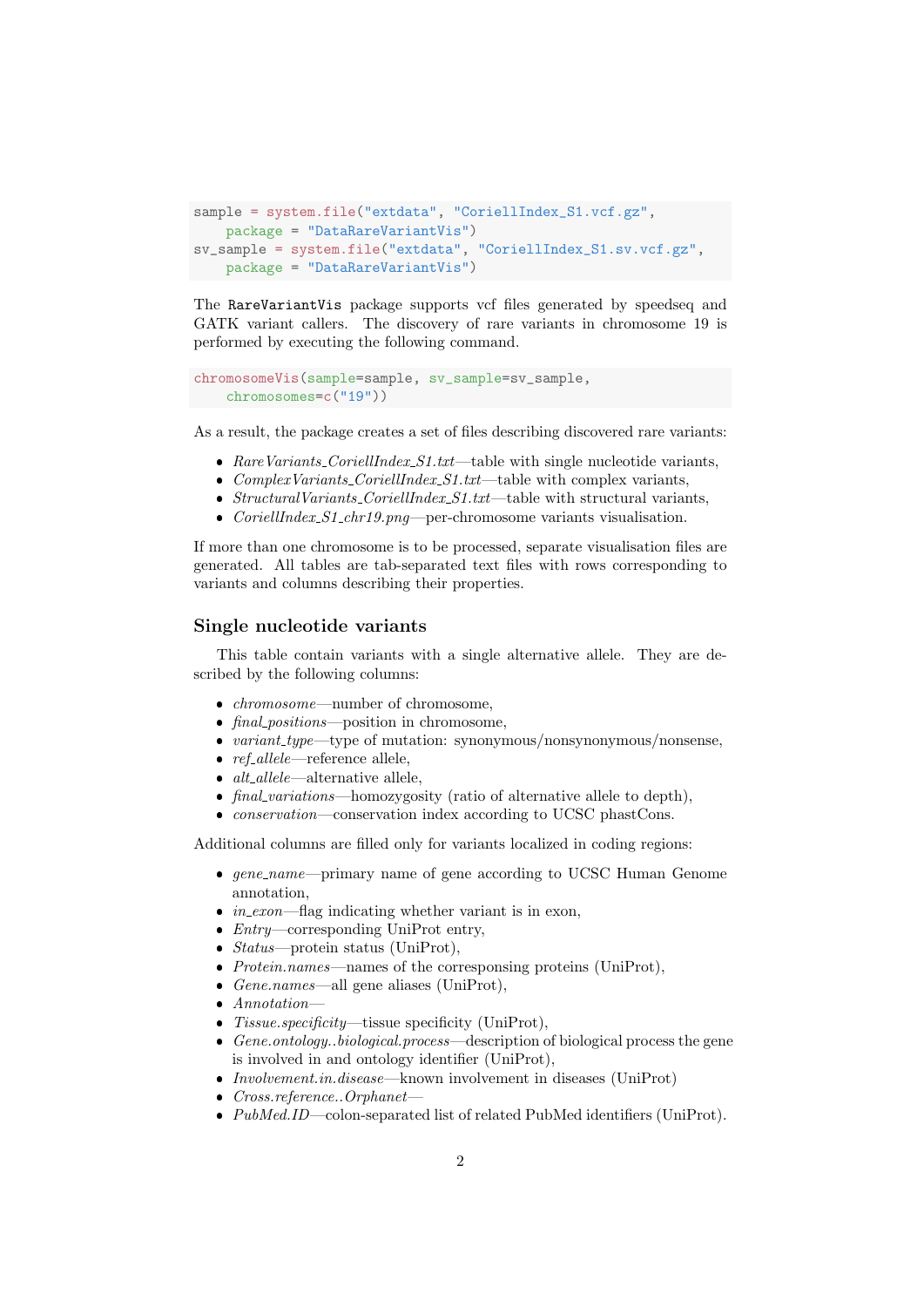```
sample = system.file("extdata", "CoriellIndex_S1.vcf.gz",
    package = "DataRareVariantVis")
sv_sample = system.file("extdata", "CoriellIndex_S1.sv.vcf.gz",
    package = "DataRareVariantVis")
```

The `RareVariantVis` package supports vcf files generated by speedseq and GATK variant callers. The discovery of rare variants in chromosome 19 is performed by executing the following command.

```
chromosomeVis(sample=sample, sv_sample=sv_sample,
    chromosomes=c("19"))
```

As a result, the package creates a set of files describing discovered rare variants:

- *RareVariants_CoriellIndex_S1.txt*—table with single nucleotide variants,
- *ComplexVariants_CoriellIndex_S1.txt*—table with complex variants,
- *StructuralVariants_CoriellIndex_S1.txt*—table with structural variants,
- *CoriellIndex_S1_chr19.png*—per-chromosome variants visualisation.

If more than one chromosome is to be processed, separate visualisation files are generated. All tables are tab-separated text files with rows corresponding to variants and columns describing their properties.

## Single nucleotide variants

This table contain variants with a single alternative allele. They are described by the following columns:

- *chromosome*—number of chromosome,
- *final_positions*—position in chromosome,
- *variant_type*—type of mutation: synonymous/nonsynonymous/nonsense,
- *ref_allele*—reference allele,
- *alt_allele*—alternative allele,
- *final_variations*—homozygosity (ratio of alternative allele to depth),
- *conservation*—conservation index according to UCSC phastCons.

Additional columns are filled only for variants localized in coding regions:

- *gene_name*—primary name of gene according to UCSC Human Genome annotation,
- *in_exon*—flag indicating whether variant is in exon,
- *Entry*—corresponding UniProt entry,
- *Status*—protein status (UniProt),
- *Protein.names*—names of the corresponsing proteins (UniProt),
- *Gene.names*—all gene aliases (UniProt),
- *Annotation*—
- *Tissue.specificity*—tissue specificity (UniProt),
- *Gene.ontology..biological.process*—description of biological process the gene is involved in and ontology identifier (UniProt),
- *Involvement.in.disease*—known involvement in diseases (UniProt)
- *Cross.reference..Orphanet*—
- *PubMed.ID*—colon-separated list of related PubMed identifiers (UniProt).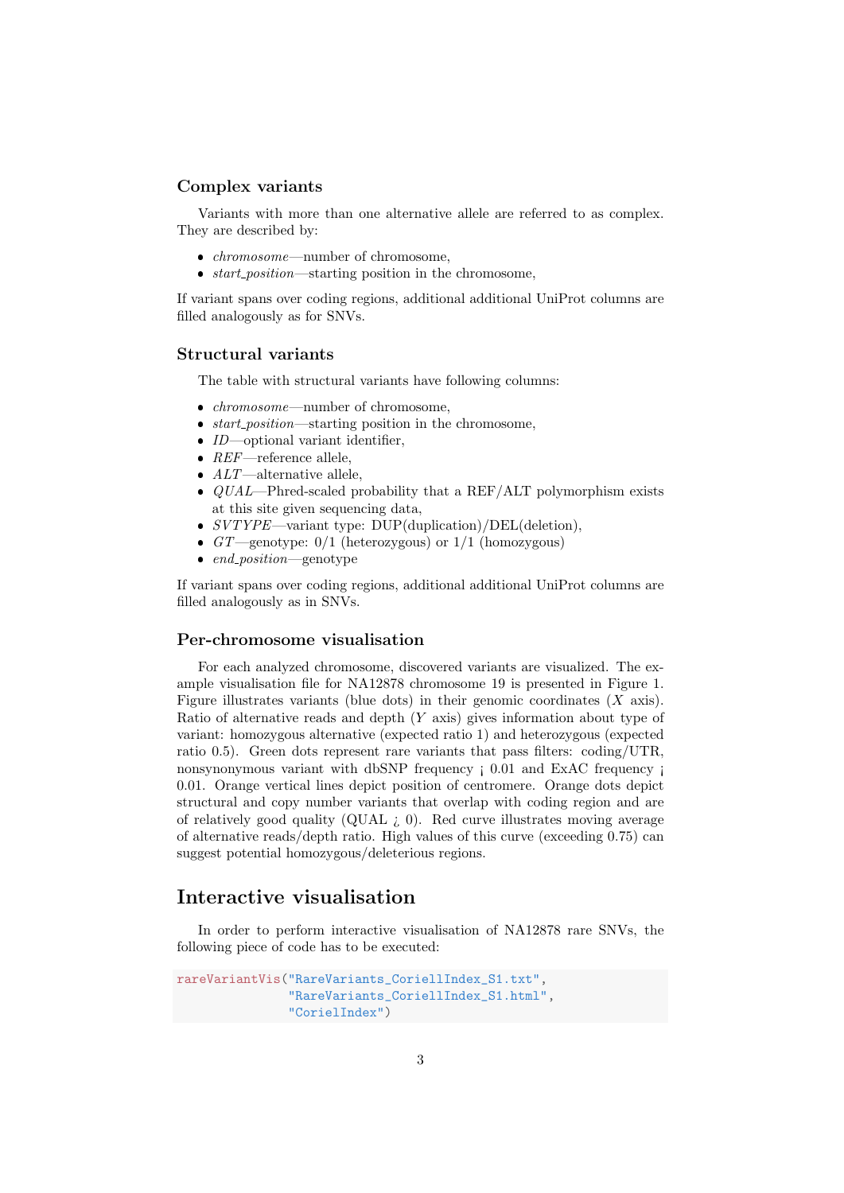### Complex variants

Variants with more than one alternative allele are referred to as complex. They are described by:

- *chromosome*—number of chromosome,
- *start_position*—starting position in the chromosome,

If variant spans over coding regions, additional additional UniProt columns are filled analogously as for SNVs.

### Structural variants

The table with structural variants have following columns:

- *chromosome*—number of chromosome,
- *start_position*—starting position in the chromosome,
- *ID*—optional variant identifier,
- *REF*—reference allele,
- *ALT*—alternative allele,
- *QUAL*—Phred-scaled probability that a REF/ALT polymorphism exists at this site given sequencing data,
- *SVTYPE*—variant type: DUP(duplication)/DEL(deletion),
- *GT*—genotype: 0/1 (heterozygous) or 1/1 (homozygous)
- *end_position*—genotype

If variant spans over coding regions, additional additional UniProt columns are filled analogously as in SNVs.

### Per-chromosome visualisation

For each analyzed chromosome, discovered variants are visualized. The example visualisation file for NA12878 chromosome 19 is presented in Figure 1. Figure illustrates variants (blue dots) in their genomic coordinates ($X$ axis). Ratio of alternative reads and depth ($Y$ axis) gives information about type of variant: homozygous alternative (expected ratio 1) and heterozygous (expected ratio 0.5). Green dots represent rare variants that pass filters: coding/UTR, nonsynonymous variant with dbSNP frequency ¡ 0.01 and ExAC frequency ¡ 0.01. Orange vertical lines depict position of centromere. Orange dots depict structural and copy number variants that overlap with coding region and are of relatively good quality (QUAL ¿ 0). Red curve illustrates moving average of alternative reads/depth ratio. High values of this curve (exceeding 0.75) can suggest potential homozygous/deleterious regions.

## Interactive visualisation

In order to perform interactive visualisation of NA12878 rare SNVs, the following piece of code has to be executed:

```
rareVariantVis("RareVariants_CoriellIndex_S1.txt",
               "RareVariants_CoriellIndex_S1.html",
               "CorielIndex")
```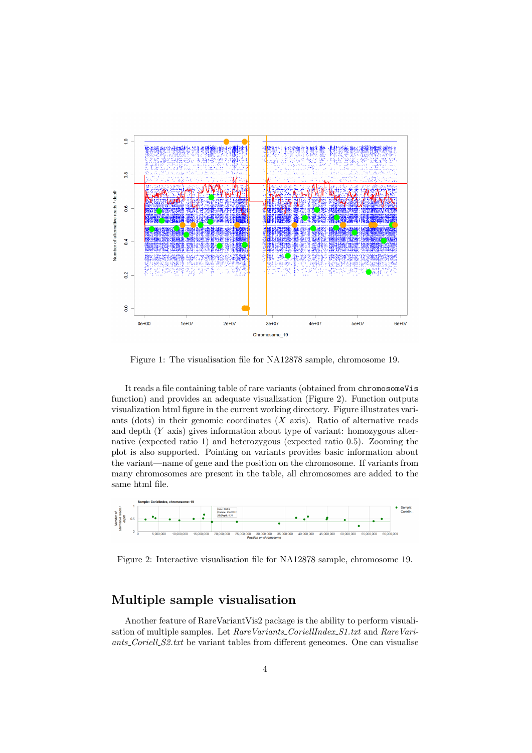Figure 1: The visualisation file for NA12878 sample, chromosome 19.

It reads a file containing table of rare variants (obtained from `chromosomeVis` function) and provides an adequate visualization (Figure 2). Function outputs visualization html figure in the current working directory. Figure illustrates variants (dots) in their genomic coordinates ($X$ axis). Ratio of alternative reads and depth ($Y$ axis) gives information about type of variant: homozygous alternative (expected ratio 1) and heterozygous (expected ratio 0.5). Zooming the plot is also supported. Pointing on variants provides basic information about the variant—name of gene and the position on the chromosome. If variants from many chromosomes are present in the table, all chromosomes are added to the same html file.

Figure 2: Interactive visualisation file for NA12878 sample, chromosome 19.

## Multiple sample visualisation

Another feature of RareVariantVis2 package is the ability to perform visualisation of multiple samples. Let *RareVariants_CoriellIndex_S1.txt* and *RareVariants_Coriell_S2.txt* be variant tables from different geneomes. One can visualise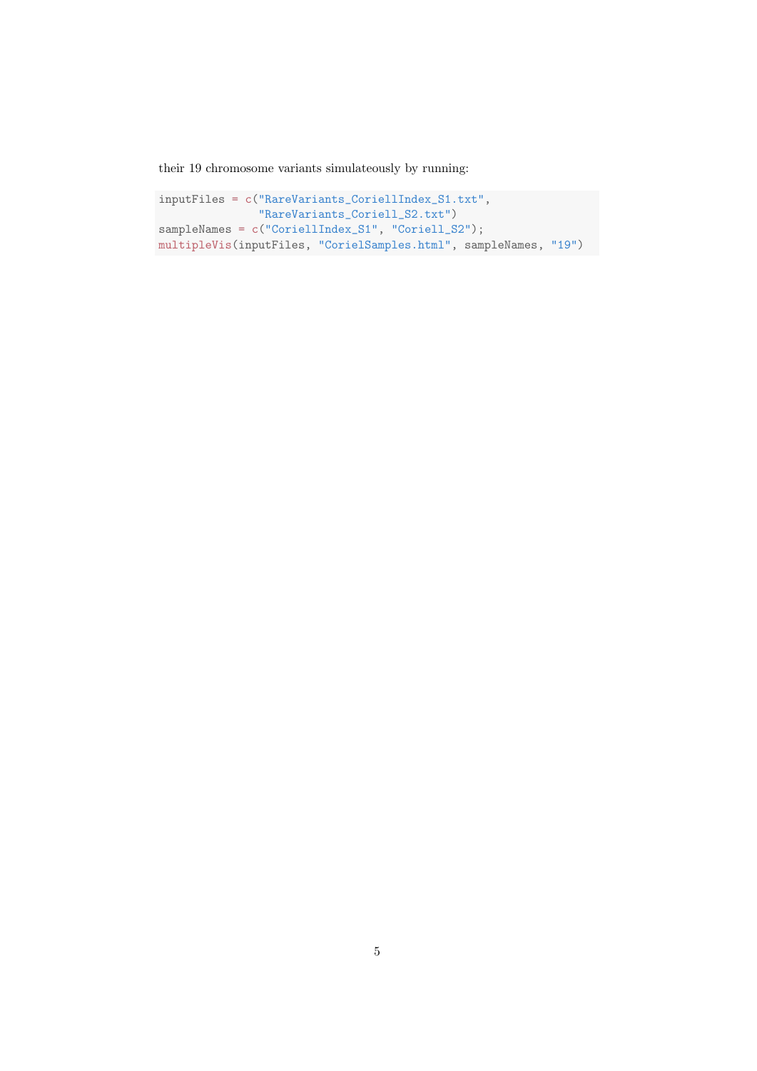their 19 chromosome variants simulateously by running:

```
inputFiles = c("RareVariants_CoriellIndex_S1.txt",
               "RareVariants_Coriell_S2.txt")
sampleNames = c("CoriellIndex_S1", "Coriell_S2");
multipleVis(inputFiles, "CorielSamples.html", sampleNames, "19")
```